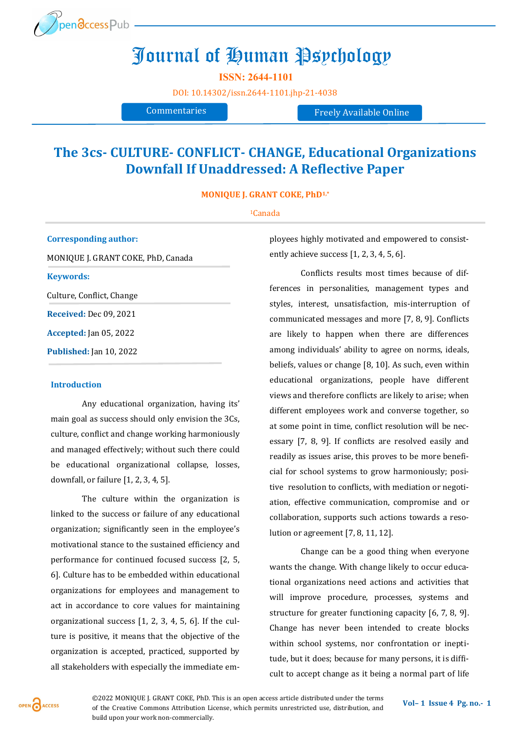# Journal of Human Psychology

**ISSN: 2644-1101**

DOI: 10.14302/issn.2644-1101.jhp-21-4038

Commentaries

Freely Available Online

## The 3cs- CULTURE- CONFLICT- CHANGE, Educational Organizations Downfall If Unaddressed: A Reflective Paper

**MONIQUE J. GRANT COKE, PhD**[1,*]

[1]Canada

**Corresponding author:**

MONIQUE J. GRANT COKE, PhD, Canada

**Keywords:**

Culture, Conflict, Change

**Received:** Dec 09, 2021

**Accepted:** Jan 05, 2022

**Published:** Jan 10, 2022

### Introduction

Any educational organization, having its' main goal as success should only envision the 3Cs, culture, conflict and change working harmoniously and managed effectively; without such there could be educational organizational collapse, losses, downfall, or failure [1, 2, 3, 4, 5].

The culture within the organization is linked to the success or failure of any educational organization; significantly seen in the employee's motivational stance to the sustained efficiency and performance for continued focused success [2, 5, 6]. Culture has to be embedded within educational organizations for employees and management to act in accordance to core values for maintaining organizational success [1, 2, 3, 4, 5, 6]. If the culture is positive, it means that the objective of the organization is accepted, practiced, supported by all stakeholders with especially the immediate employees highly motivated and empowered to consistently achieve success [1, 2, 3, 4, 5, 6].

Conflicts results most times because of differences in personalities, management types and styles, interest, unsatisfaction, mis-interruption of communicated messages and more [7, 8, 9]. Conflicts are likely to happen when there are differences among individuals' ability to agree on norms, ideals, beliefs, values or change [8, 10]. As such, even within educational organizations, people have different views and therefore conflicts are likely to arise; when different employees work and converse together, so at some point in time, conflict resolution will be necessary [7, 8, 9]. If conflicts are resolved easily and readily as issues arise, this proves to be more beneficial for school systems to grow harmoniously; positive resolution to conflicts, with mediation or negotiation, effective communication, compromise and or collaboration, supports such actions towards a resolution or agreement [7, 8, 11, 12].

Change can be a good thing when everyone wants the change. With change likely to occur educational organizations need actions and activities that will improve procedure, processes, systems and structure for greater functioning capacity [6, 7, 8, 9]. Change has never been intended to create blocks within school systems, nor confrontation or ineptitude, but it does; because for many persons, it is difficult to accept change as it being a normal part of life

©2022 MONIQUE J. GRANT COKE, PhD. This is an open access article distributed under the terms of the Creative Commons Attribution License, which permits unrestricted use, distribution, and build upon your work non-commercially.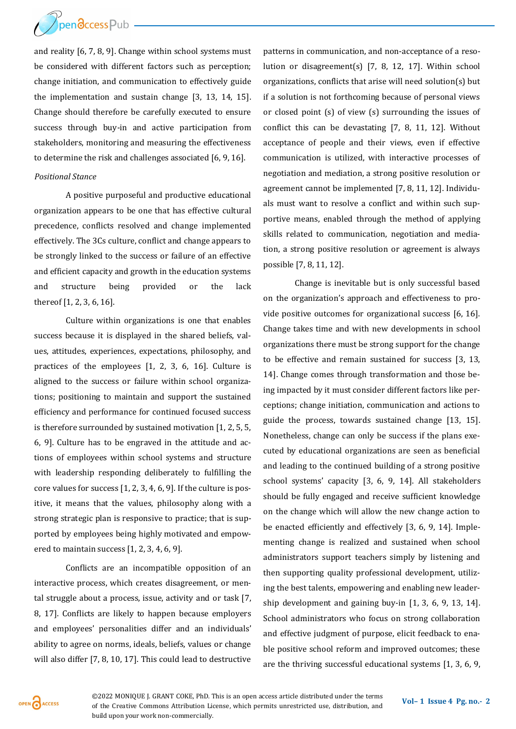and reality [6, 7, 8, 9]. Change within school systems must be considered with different factors such as perception; change initiation, and communication to effectively guide the implementation and sustain change [3, 13, 14, 15]. Change should therefore be carefully executed to ensure success through buy-in and active participation from stakeholders, monitoring and measuring the effectiveness to determine the risk and challenges associated [6, 9, 16].

*Positional Stance*

A positive purposeful and productive educational organization appears to be one that has effective cultural precedence, conflicts resolved and change implemented effectively. The 3Cs culture, conflict and change appears to be strongly linked to the success or failure of an effective and efficient capacity and growth in the education systems and structure being provided or the lack thereof [1, 2, 3, 6, 16].

Culture within organizations is one that enables success because it is displayed in the shared beliefs, values, attitudes, experiences, expectations, philosophy, and practices of the employees [1, 2, 3, 6, 16]. Culture is aligned to the success or failure within school organizations; positioning to maintain and support the sustained efficiency and performance for continued focused success is therefore surrounded by sustained motivation [1, 2, 5, 5, 6, 9]. Culture has to be engraved in the attitude and actions of employees within school systems and structure with leadership responding deliberately to fulfilling the core values for success [1, 2, 3, 4, 6, 9]. If the culture is positive, it means that the values, philosophy along with a strong strategic plan is responsive to practice; that is supported by employees being highly motivated and empowered to maintain success [1, 2, 3, 4, 6, 9].

Conflicts are an incompatible opposition of an interactive process, which creates disagreement, or mental struggle about a process, issue, activity and or task [7, 8, 17]. Conflicts are likely to happen because employers and employees' personalities differ and an individuals' ability to agree on norms, ideals, beliefs, values or change will also differ [7, 8, 10, 17]. This could lead to destructive patterns in communication, and non-acceptance of a resolution or disagreement(s) [7, 8, 12, 17]. Within school organizations, conflicts that arise will need solution(s) but if a solution is not forthcoming because of personal views or closed point (s) of view (s) surrounding the issues of conflict this can be devastating [7, 8, 11, 12]. Without acceptance of people and their views, even if effective communication is utilized, with interactive processes of negotiation and mediation, a strong positive resolution or agreement cannot be implemented [7, 8, 11, 12]. Individuals must want to resolve a conflict and within such supportive means, enabled through the method of applying skills related to communication, negotiation and mediation, a strong positive resolution or agreement is always possible [7, 8, 11, 12].

Change is inevitable but is only successful based on the organization's approach and effectiveness to provide positive outcomes for organizational success [6, 16]. Change takes time and with new developments in school organizations there must be strong support for the change to be effective and remain sustained for success [3, 13, 14]. Change comes through transformation and those being impacted by it must consider different factors like perceptions; change initiation, communication and actions to guide the process, towards sustained change [13, 15]. Nonetheless, change can only be success if the plans executed by educational organizations are seen as beneficial and leading to the continued building of a strong positive school systems' capacity [3, 6, 9, 14]. All stakeholders should be fully engaged and receive sufficient knowledge on the change which will allow the new change action to be enacted efficiently and effectively [3, 6, 9, 14]. Implementing change is realized and sustained when school administrators support teachers simply by listening and then supporting quality professional development, utilizing the best talents, empowering and enabling new leadership development and gaining buy-in [1, 3, 6, 9, 13, 14]. School administrators who focus on strong collaboration and effective judgment of purpose, elicit feedback to enable positive school reform and improved outcomes; these are the thriving successful educational systems [1, 3, 6, 9,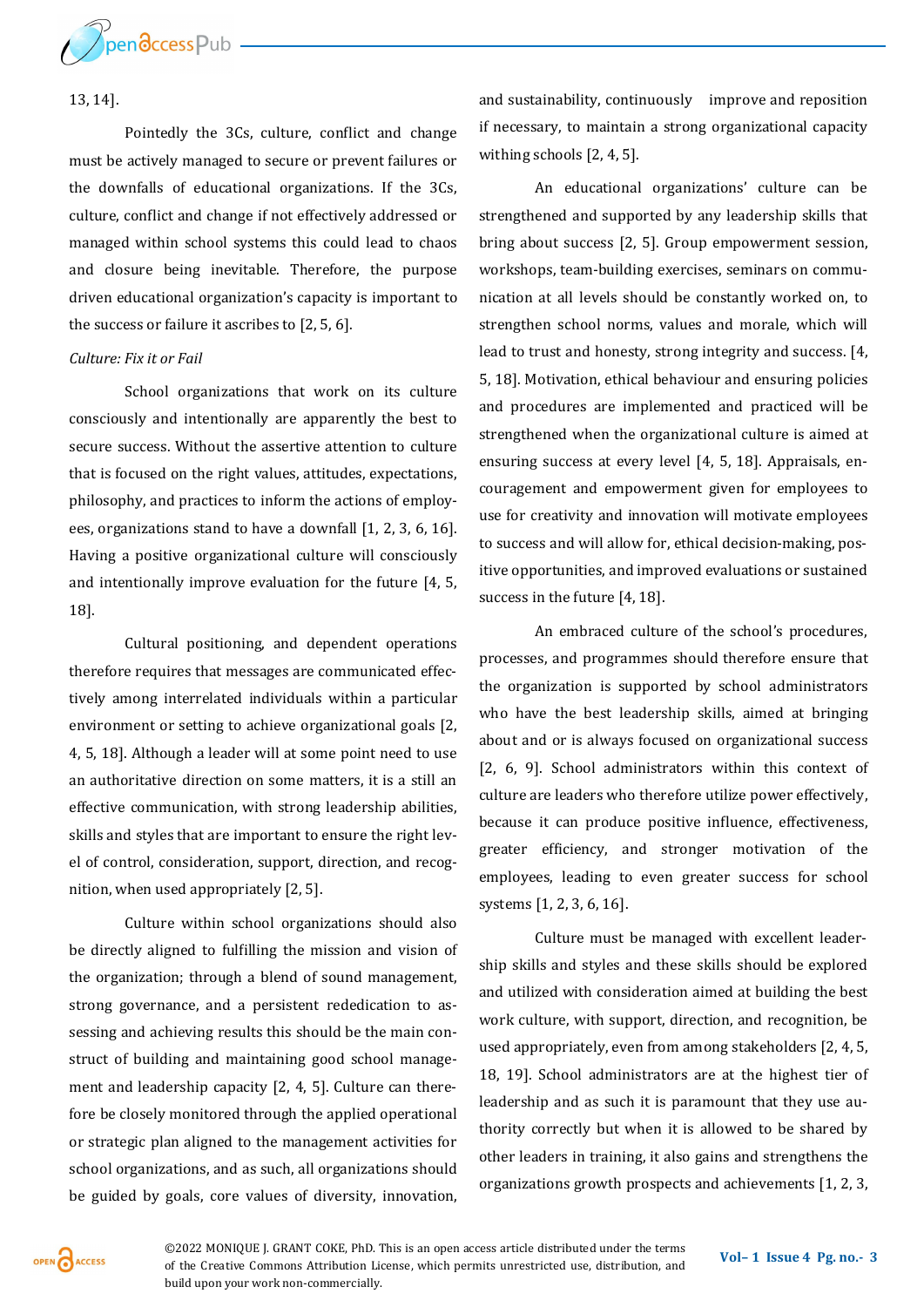13, 14].

Pointedly the 3Cs, culture, conflict and change must be actively managed to secure or prevent failures or the downfalls of educational organizations. If the 3Cs, culture, conflict and change if not effectively addressed or managed within school systems this could lead to chaos and closure being inevitable. Therefore, the purpose driven educational organization's capacity is important to the success or failure it ascribes to [2, 5, 6].

*Culture: Fix it or Fail*

School organizations that work on its culture consciously and intentionally are apparently the best to secure success. Without the assertive attention to culture that is focused on the right values, attitudes, expectations, philosophy, and practices to inform the actions of employees, organizations stand to have a downfall [1, 2, 3, 6, 16]. Having a positive organizational culture will consciously and intentionally improve evaluation for the future [4, 5, 18].

Cultural positioning, and dependent operations therefore requires that messages are communicated effectively among interrelated individuals within a particular environment or setting to achieve organizational goals [2, 4, 5, 18]. Although a leader will at some point need to use an authoritative direction on some matters, it is a still an effective communication, with strong leadership abilities, skills and styles that are important to ensure the right level of control, consideration, support, direction, and recognition, when used appropriately [2, 5].

Culture within school organizations should also be directly aligned to fulfilling the mission and vision of the organization; through a blend of sound management, strong governance, and a persistent rededication to assessing and achieving results this should be the main construct of building and maintaining good school management and leadership capacity [2, 4, 5]. Culture can therefore be closely monitored through the applied operational or strategic plan aligned to the management activities for school organizations, and as such, all organizations should be guided by goals, core values of diversity, innovation, and sustainability, continuously improve and reposition if necessary, to maintain a strong organizational capacity withing schools [2, 4, 5].

An educational organizations' culture can be strengthened and supported by any leadership skills that bring about success [2, 5]. Group empowerment session, workshops, team-building exercises, seminars on communication at all levels should be constantly worked on, to strengthen school norms, values and morale, which will lead to trust and honesty, strong integrity and success. [4, 5, 18]. Motivation, ethical behaviour and ensuring policies and procedures are implemented and practiced will be strengthened when the organizational culture is aimed at ensuring success at every level [4, 5, 18]. Appraisals, encouragement and empowerment given for employees to use for creativity and innovation will motivate employees to success and will allow for, ethical decision-making, positive opportunities, and improved evaluations or sustained success in the future [4, 18].

An embraced culture of the school's procedures, processes, and programmes should therefore ensure that the organization is supported by school administrators who have the best leadership skills, aimed at bringing about and or is always focused on organizational success [2, 6, 9]. School administrators within this context of culture are leaders who therefore utilize power effectively, because it can produce positive influence, effectiveness, greater efficiency, and stronger motivation of the employees, leading to even greater success for school systems [1, 2, 3, 6, 16].

Culture must be managed with excellent leadership skills and styles and these skills should be explored and utilized with consideration aimed at building the best work culture, with support, direction, and recognition, be used appropriately, even from among stakeholders [2, 4, 5, 18, 19]. School administrators are at the highest tier of leadership and as such it is paramount that they use authority correctly but when it is allowed to be shared by other leaders in training, it also gains and strengthens the organizations growth prospects and achievements [1, 2, 3,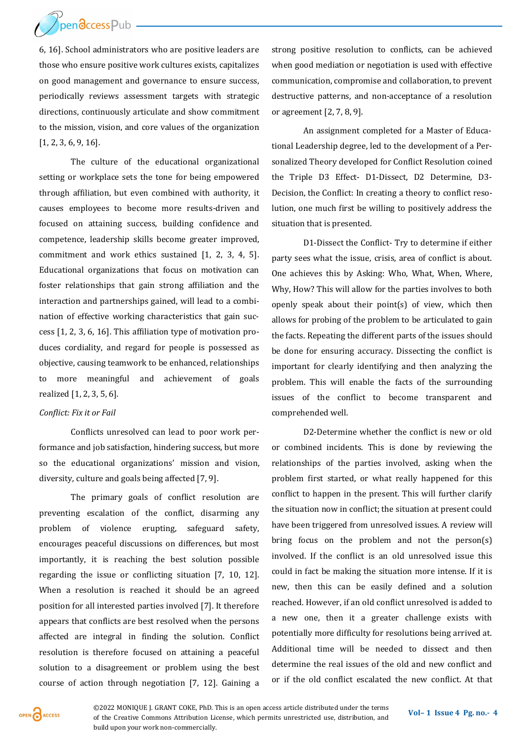6, 16]. School administrators who are positive leaders are those who ensure positive work cultures exists, capitalizes on good management and governance to ensure success, periodically reviews assessment targets with strategic directions, continuously articulate and show commitment to the mission, vision, and core values of the organization [1, 2, 3, 6, 9, 16].

The culture of the educational organizational setting or workplace sets the tone for being empowered through affiliation, but even combined with authority, it causes employees to become more results-driven and focused on attaining success, building confidence and competence, leadership skills become greater improved, commitment and work ethics sustained [1, 2, 3, 4, 5]. Educational organizations that focus on motivation can foster relationships that gain strong affiliation and the interaction and partnerships gained, will lead to a combination of effective working characteristics that gain success [1, 2, 3, 6, 16]. This affiliation type of motivation produces cordiality, and regard for people is possessed as objective, causing teamwork to be enhanced, relationships to more meaningful and achievement of goals realized [1, 2, 3, 5, 6].

*Conflict: Fix it or Fail*

Conflicts unresolved can lead to poor work performance and job satisfaction, hindering success, but more so the educational organizations' mission and vision, diversity, culture and goals being affected [7, 9].

The primary goals of conflict resolution are preventing escalation of the conflict, disarming any problem of violence erupting, safeguard safety, encourages peaceful discussions on differences, but most importantly, it is reaching the best solution possible regarding the issue or conflicting situation [7, 10, 12]. When a resolution is reached it should be an agreed position for all interested parties involved [7]. It therefore appears that conflicts are best resolved when the persons affected are integral in finding the solution. Conflict resolution is therefore focused on attaining a peaceful solution to a disagreement or problem using the best course of action through negotiation [7, 12]. Gaining a strong positive resolution to conflicts, can be achieved when good mediation or negotiation is used with effective communication, compromise and collaboration, to prevent destructive patterns, and non-acceptance of a resolution or agreement [2, 7, 8, 9].

An assignment completed for a Master of Educational Leadership degree, led to the development of a Personalized Theory developed for Conflict Resolution coined the Triple D3 Effect- D1-Dissect, D2 Determine, D3-Decision, the Conflict: In creating a theory to conflict resolution, one much first be willing to positively address the situation that is presented.

D1-Dissect the Conflict- Try to determine if either party sees what the issue, crisis, area of conflict is about. One achieves this by Asking: Who, What, When, Where, Why, How? This will allow for the parties involves to both openly speak about their point(s) of view, which then allows for probing of the problem to be articulated to gain the facts. Repeating the different parts of the issues should be done for ensuring accuracy. Dissecting the conflict is important for clearly identifying and then analyzing the problem. This will enable the facts of the surrounding issues of the conflict to become transparent and comprehended well.

D2-Determine whether the conflict is new or old or combined incidents. This is done by reviewing the relationships of the parties involved, asking when the problem first started, or what really happened for this conflict to happen in the present. This will further clarify the situation now in conflict; the situation at present could have been triggered from unresolved issues. A review will bring focus on the problem and not the person(s) involved. If the conflict is an old unresolved issue this could in fact be making the situation more intense. If it is new, then this can be easily defined and a solution reached. However, if an old conflict unresolved is added to a new one, then it a greater challenge exists with potentially more difficulty for resolutions being arrived at. Additional time will be needed to dissect and then determine the real issues of the old and new conflict and or if the old conflict escalated the new conflict. At that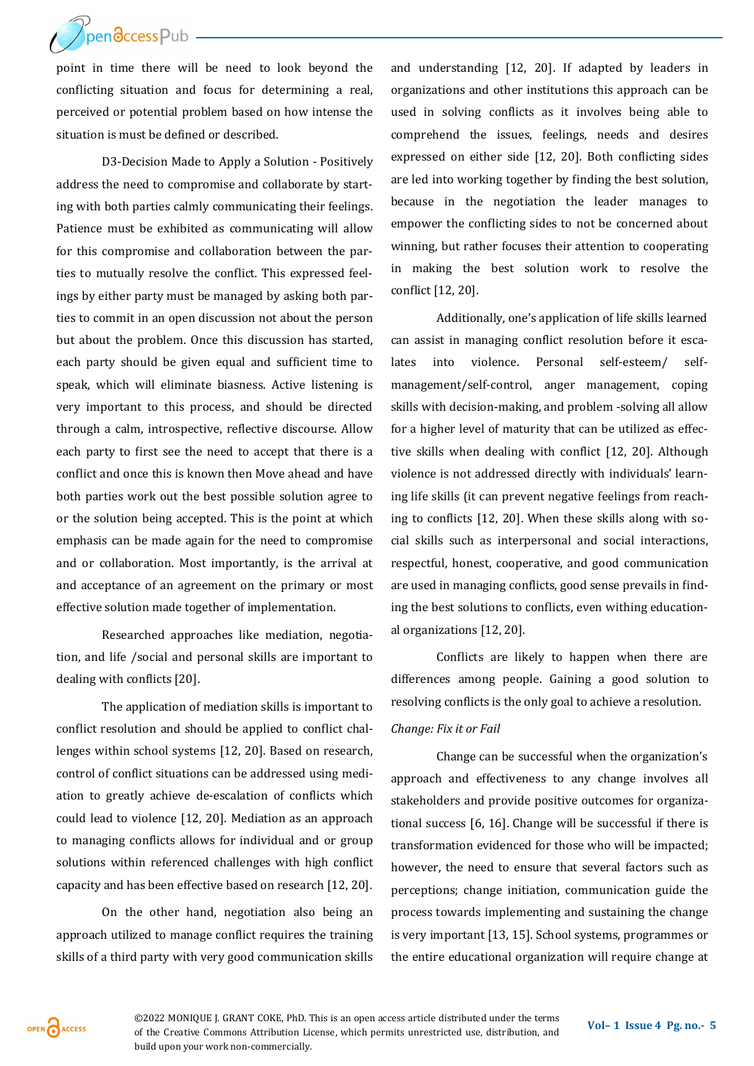point in time there will be need to look beyond the conflicting situation and focus for determining a real, perceived or potential problem based on how intense the situation is must be defined or described.

D3-Decision Made to Apply a Solution - Positively address the need to compromise and collaborate by starting with both parties calmly communicating their feelings. Patience must be exhibited as communicating will allow for this compromise and collaboration between the parties to mutually resolve the conflict. This expressed feelings by either party must be managed by asking both parties to commit in an open discussion not about the person but about the problem. Once this discussion has started, each party should be given equal and sufficient time to speak, which will eliminate biasness. Active listening is very important to this process, and should be directed through a calm, introspective, reflective discourse. Allow each party to first see the need to accept that there is a conflict and once this is known then Move ahead and have both parties work out the best possible solution agree to or the solution being accepted. This is the point at which emphasis can be made again for the need to compromise and or collaboration. Most importantly, is the arrival at and acceptance of an agreement on the primary or most effective solution made together of implementation.

Researched approaches like mediation, negotiation, and life /social and personal skills are important to dealing with conflicts [20].

The application of mediation skills is important to conflict resolution and should be applied to conflict challenges within school systems [12, 20]. Based on research, control of conflict situations can be addressed using mediation to greatly achieve de-escalation of conflicts which could lead to violence [12, 20]. Mediation as an approach to managing conflicts allows for individual and or group solutions within referenced challenges with high conflict capacity and has been effective based on research [12, 20].

On the other hand, negotiation also being an approach utilized to manage conflict requires the training skills of a third party with very good communication skills and understanding [12, 20]. If adapted by leaders in organizations and other institutions this approach can be used in solving conflicts as it involves being able to comprehend the issues, feelings, needs and desires expressed on either side [12, 20]. Both conflicting sides are led into working together by finding the best solution, because in the negotiation the leader manages to empower the conflicting sides to not be concerned about winning, but rather focuses their attention to cooperating in making the best solution work to resolve the conflict [12, 20].

Additionally, one's application of life skills learned can assist in managing conflict resolution before it escalates into violence. Personal self-esteem/ self-management/self-control, anger management, coping skills with decision-making, and problem -solving all allow for a higher level of maturity that can be utilized as effective skills when dealing with conflict [12, 20]. Although violence is not addressed directly with individuals' learning life skills (it can prevent negative feelings from reaching to conflicts [12, 20]. When these skills along with social skills such as interpersonal and social interactions, respectful, honest, cooperative, and good communication are used in managing conflicts, good sense prevails in finding the best solutions to conflicts, even withing educational organizations [12, 20].

Conflicts are likely to happen when there are differences among people. Gaining a good solution to resolving conflicts is the only goal to achieve a resolution.

*Change: Fix it or Fail*

Change can be successful when the organization's approach and effectiveness to any change involves all stakeholders and provide positive outcomes for organizational success [6, 16]. Change will be successful if there is transformation evidenced for those who will be impacted; however, the need to ensure that several factors such as perceptions; change initiation, communication guide the process towards implementing and sustaining the change is very important [13, 15]. School systems, programmes or the entire educational organization will require change at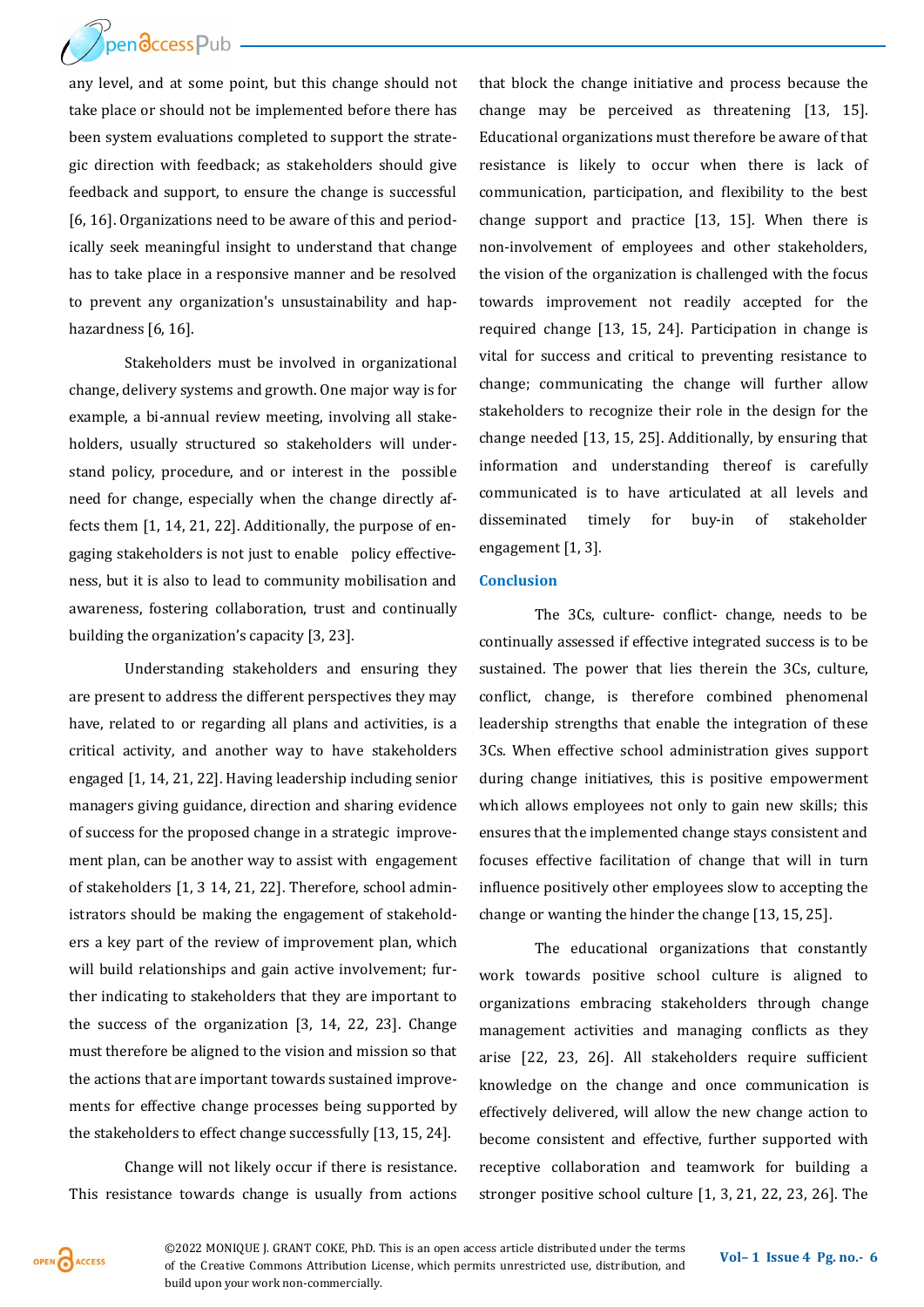any level, and at some point, but this change should not take place or should not be implemented before there has been system evaluations completed to support the strategic direction with feedback; as stakeholders should give feedback and support, to ensure the change is successful [6, 16]. Organizations need to be aware of this and periodically seek meaningful insight to understand that change has to take place in a responsive manner and be resolved to prevent any organization's unsustainability and haphazardness [6, 16].

Stakeholders must be involved in organizational change, delivery systems and growth. One major way is for example, a bi-annual review meeting, involving all stakeholders, usually structured so stakeholders will understand policy, procedure, and or interest in the possible need for change, especially when the change directly affects them [1, 14, 21, 22]. Additionally, the purpose of engaging stakeholders is not just to enable policy effectiveness, but it is also to lead to community mobilisation and awareness, fostering collaboration, trust and continually building the organization's capacity [3, 23].

Understanding stakeholders and ensuring they are present to address the different perspectives they may have, related to or regarding all plans and activities, is a critical activity, and another way to have stakeholders engaged [1, 14, 21, 22]. Having leadership including senior managers giving guidance, direction and sharing evidence of success for the proposed change in a strategic improvement plan, can be another way to assist with engagement of stakeholders [1, 3 14, 21, 22]. Therefore, school administrators should be making the engagement of stakeholders a key part of the review of improvement plan, which will build relationships and gain active involvement; further indicating to stakeholders that they are important to the success of the organization [3, 14, 22, 23]. Change must therefore be aligned to the vision and mission so that the actions that are important towards sustained improvements for effective change processes being supported by the stakeholders to effect change successfully [13, 15, 24].

Change will not likely occur if there is resistance. This resistance towards change is usually from actions that block the change initiative and process because the change may be perceived as threatening [13, 15]. Educational organizations must therefore be aware of that resistance is likely to occur when there is lack of communication, participation, and flexibility to the best change support and practice [13, 15]. When there is non-involvement of employees and other stakeholders, the vision of the organization is challenged with the focus towards improvement not readily accepted for the required change [13, 15, 24]. Participation in change is vital for success and critical to preventing resistance to change; communicating the change will further allow stakeholders to recognize their role in the design for the change needed [13, 15, 25]. Additionally, by ensuring that information and understanding thereof is carefully communicated is to have articulated at all levels and disseminated timely for buy-in of stakeholder engagement [1, 3].

## Conclusion

The 3Cs, culture- conflict- change, needs to be continually assessed if effective integrated success is to be sustained. The power that lies therein the 3Cs, culture, conflict, change, is therefore combined phenomenal leadership strengths that enable the integration of these 3Cs. When effective school administration gives support during change initiatives, this is positive empowerment which allows employees not only to gain new skills; this ensures that the implemented change stays consistent and focuses effective facilitation of change that will in turn influence positively other employees slow to accepting the change or wanting the hinder the change [13, 15, 25].

The educational organizations that constantly work towards positive school culture is aligned to organizations embracing stakeholders through change management activities and managing conflicts as they arise [22, 23, 26]. All stakeholders require sufficient knowledge on the change and once communication is effectively delivered, will allow the new change action to become consistent and effective, further supported with receptive collaboration and teamwork for building a stronger positive school culture [1, 3, 21, 22, 23, 26]. The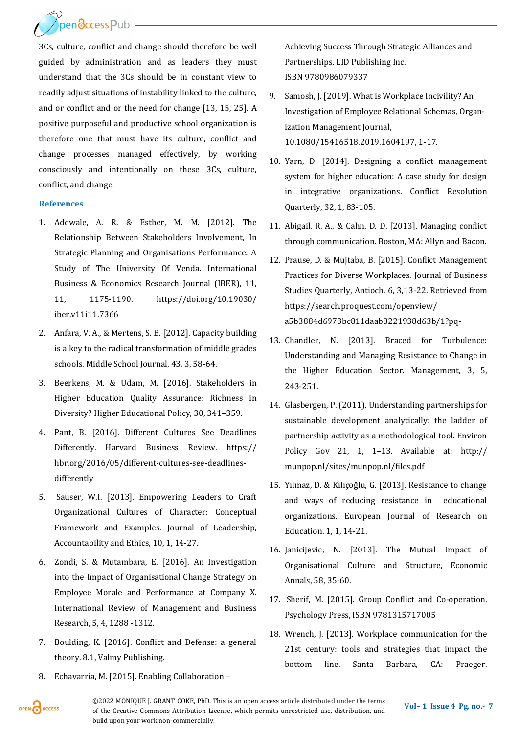3Cs, culture, conflict and change should therefore be well guided by administration and as leaders they must understand that the 3Cs should be in constant view to readily adjust situations of instability linked to the culture, and or conflict and or the need for change [13, 15, 25]. A positive purposeful and productive school organization is therefore one that must have its culture, conflict and change processes managed effectively, by working consciously and intentionally on these 3Cs, culture, conflict, and change.

## References

1. Adewale, A. R. & Esther, M. M. [2012]. The Relationship Between Stakeholders Involvement, In Strategic Planning and Organisations Performance: A Study of The University Of Venda. International Business & Economics Research Journal (IBER), 11, 11, 1175-1190. https://doi.org/10.19030/iber.v11i11.7366
2. Anfara, V. A., & Mertens, S. B. [2012]. Capacity building is a key to the radical transformation of middle grades schools. Middle School Journal, 43, 3, 58-64.
3. Beerkens, M. & Udam, M. [2016]. Stakeholders in Higher Education Quality Assurance: Richness in Diversity? Higher Educational Policy, 30, 341–359.
4. Pant, B. [2016]. Different Cultures See Deadlines Differently. Harvard Business Review. https://hbr.org/2016/05/different-cultures-see-deadlines-differently
5. Sauser, W.I. [2013]. Empowering Leaders to Craft Organizational Cultures of Character: Conceptual Framework and Examples. Journal of Leadership, Accountability and Ethics, 10, 1, 14-27.
6. Zondi, S. & Mutambara, E. [2016]. An Investigation into the Impact of Organisational Change Strategy on Employee Morale and Performance at Company X. International Review of Management and Business Research, 5, 4, 1288 -1312.
7. Boulding, K. [2016]. Conflict and Defense: a general theory. 8.1, Valmy Publishing.
8. Echavarria, M. [2015]. Enabling Collaboration – Achieving Success Through Strategic Alliances and Partnerships. LID Publishing Inc. ISBN 9780986079337
9. Samosh, J. [2019]. What is Workplace Incivility? An Investigation of Employee Relational Schemas, Organization Management Journal, 10.1080/15416518.2019.1604197, 1-17.
10. Yarn, D. [2014]. Designing a conflict management system for higher education: A case study for design in integrative organizations. Conflict Resolution Quarterly, 32, 1, 83-105.
11. Abigail, R. A., & Cahn, D. D. [2013]. Managing conflict through communication. Boston, MA: Allyn and Bacon.
12. Prause, D. & Mujtaba, B. [2015]. Conflict Management Practices for Diverse Workplaces. Journal of Business Studies Quarterly, Antioch. 6, 3,13-22. Retrieved from https://search.proquest.com/openview/a5b3884d6973bc811daab8221938d63b/1?pq-
13. Chandler, N. [2013]. Braced for Turbulence: Understanding and Managing Resistance to Change in the Higher Education Sector. Management, 3, 5, 243-251.
14. Glasbergen, P. (2011). Understanding partnerships for sustainable development analytically: the ladder of partnership activity as a methodological tool. Environ Policy Gov 21, 1, 1–13. Available at: http://munpop.nl/sites/munpop.nl/files.pdf
15. Yılmaz, D. & Kılıçoğlu, G. [2013]. Resistance to change and ways of reducing resistance in educational organizations. European Journal of Research on Education. 1, 1, 14-21.
16. Janicijevic, N. [2013]. The Mutual Impact of Organisational Culture and Structure, Economic Annals, 58, 35-60.
17. Sherif, M. [2015]. Group Conflict and Co-operation. Psychology Press, ISBN 9781315717005
18. Wrench, J. [2013]. Workplace communication for the 21st century: tools and strategies that impact the bottom line. Santa Barbara, CA: Praeger.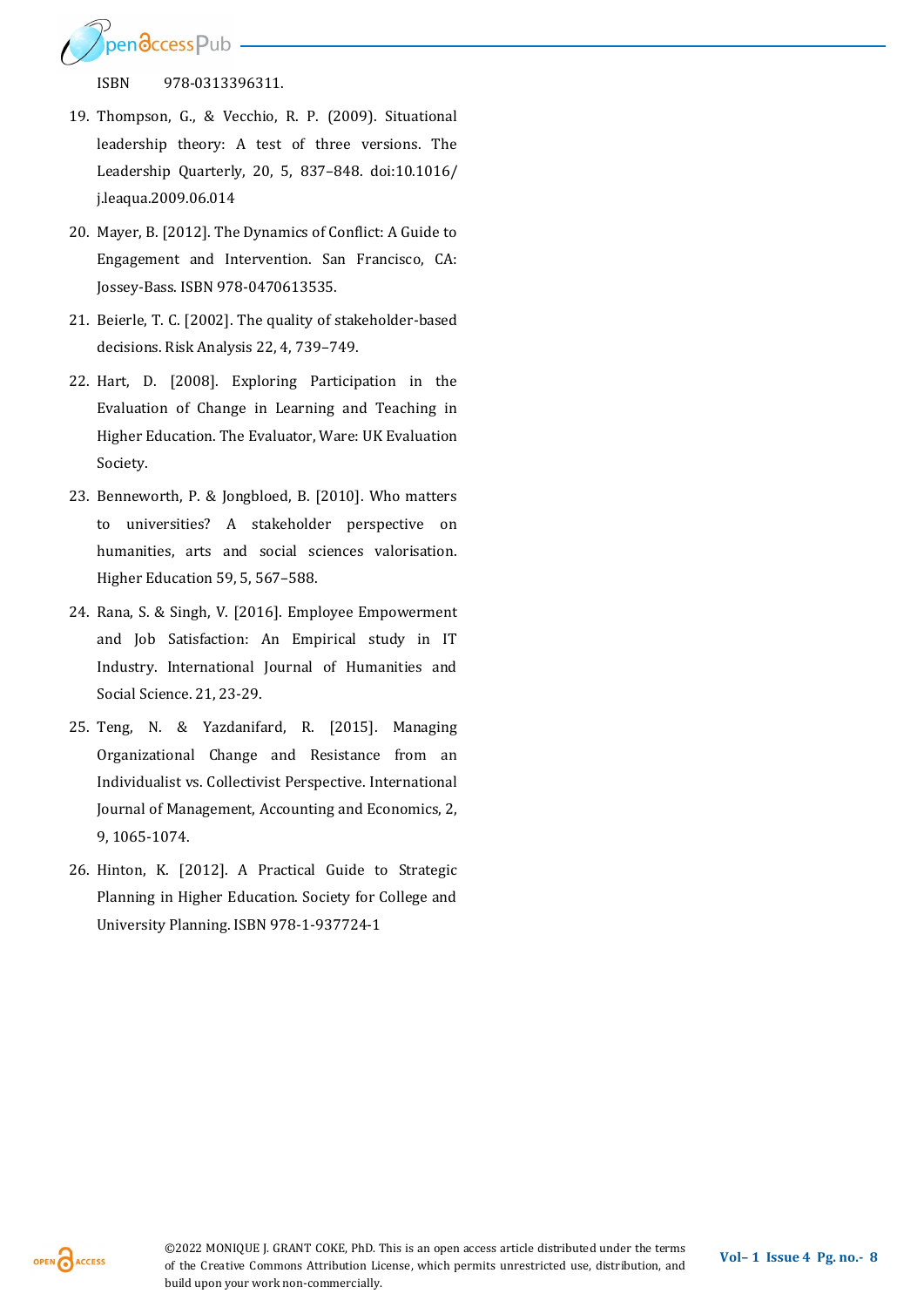ISBN 978-0313396311.

19. Thompson, G., & Vecchio, R. P. (2009). Situational leadership theory: A test of three versions. The Leadership Quarterly, 20, 5, 837–848. doi:10.1016/j.leaqua.2009.06.014
20. Mayer, B. [2012]. The Dynamics of Conflict: A Guide to Engagement and Intervention. San Francisco, CA: Jossey-Bass. ISBN 978-0470613535.
21. Beierle, T. C. [2002]. The quality of stakeholder-based decisions. Risk Analysis 22, 4, 739–749.
22. Hart, D. [2008]. Exploring Participation in the Evaluation of Change in Learning and Teaching in Higher Education. The Evaluator, Ware: UK Evaluation Society.
23. Benneworth, P. & Jongbloed, B. [2010]. Who matters to universities? A stakeholder perspective on humanities, arts and social sciences valorisation. Higher Education 59, 5, 567–588.
24. Rana, S. & Singh, V. [2016]. Employee Empowerment and Job Satisfaction: An Empirical study in IT Industry. International Journal of Humanities and Social Science. 21, 23-29.
25. Teng, N. & Yazdanifard, R. [2015]. Managing Organizational Change and Resistance from an Individualist vs. Collectivist Perspective. International Journal of Management, Accounting and Economics, 2, 9, 1065-1074.
26. Hinton, K. [2012]. A Practical Guide to Strategic Planning in Higher Education. Society for College and University Planning. ISBN 978-1-937724-1

©2022 MONIQUE J. GRANT COKE, PhD. This is an open access article distributed under the terms of the Creative Commons Attribution License, which permits unrestricted use, distribution, and build upon your work non-commercially.